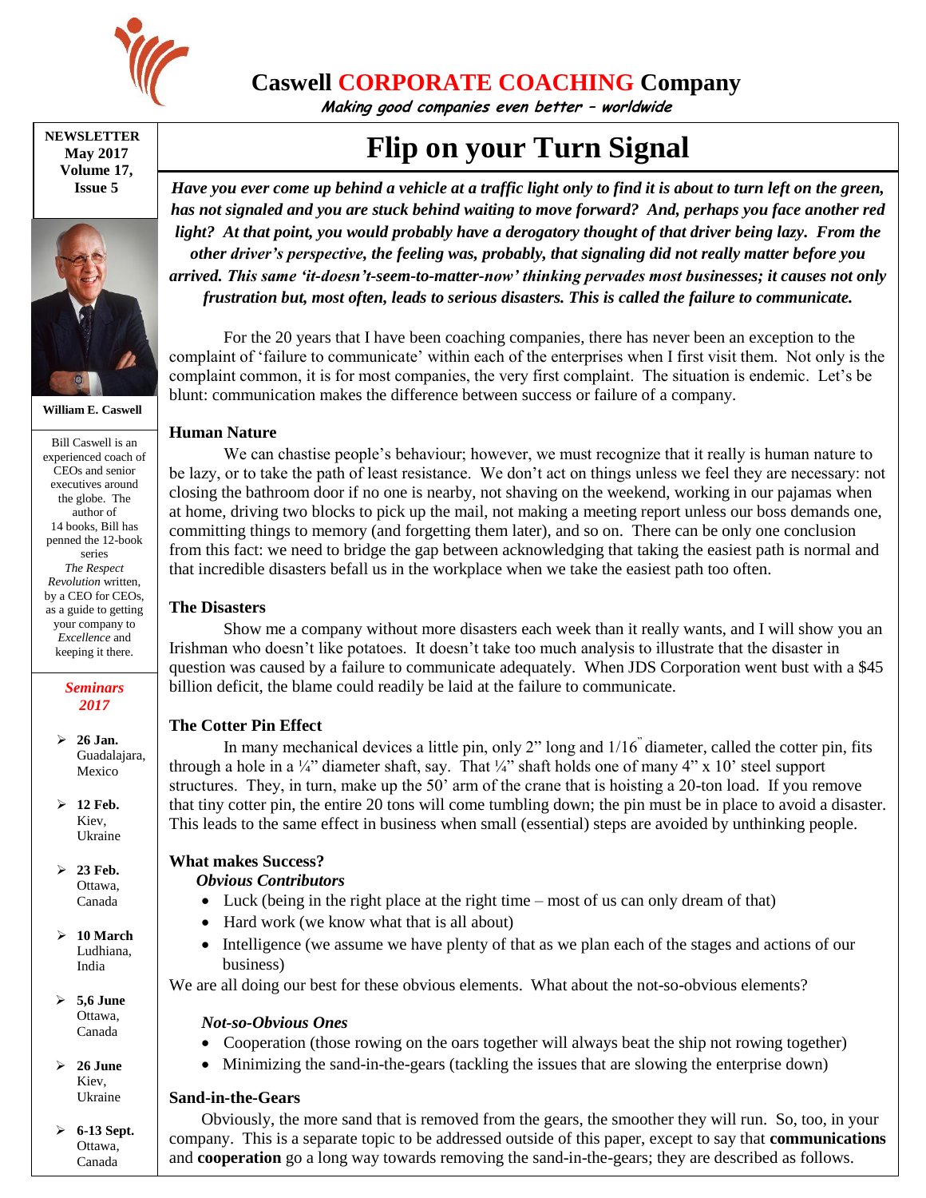# Caswell CORPORATE COACHING Company

*Making good companies even better – worldwide*

**NEWSLETTER**
**May 2017**
**Volume 17, Issue 5**

**William E. Caswell**

Bill Caswell is an experienced coach of CEOs and senior executives around the globe. The author of 14 books, Bill has penned the 12-book series *The Respect Revolution* written, by a CEO for CEOs, as a guide to getting your company to *Excellence* and keeping it there.

***Seminars 2017***

- **26 Jan.** Guadalajara, Mexico
- **12 Feb.** Kiev, Ukraine
- **23 Feb.** Ottawa, Canada
- **10 March** Ludhiana, India
- **5,6 June** Ottawa, Canada
- **26 June** Kiev, Ukraine
- **6-13 Sept.** Ottawa, Canada

# Flip on your Turn Signal

***Have you ever come up behind a vehicle at a traffic light only to find it is about to turn left on the green, has not signaled and you are stuck behind waiting to move forward? And, perhaps you face another red light? At that point, you would probably have a derogatory thought of that driver being lazy. From the other driver's perspective, the feeling was, probably, that signaling did not really matter before you arrived. This same 'it-doesn't-seem-to-matter-now' thinking pervades most businesses; it causes not only frustration but, most often, leads to serious disasters. This is called the failure to communicate.***

For the 20 years that I have been coaching companies, there has never been an exception to the complaint of 'failure to communicate' within each of the enterprises when I first visit them. Not only is the complaint common, it is for most companies, the very first complaint. The situation is endemic. Let's be blunt: communication makes the difference between success or failure of a company.

### Human Nature

We can chastise people's behaviour; however, we must recognize that it really is human nature to be lazy, or to take the path of least resistance. We don't act on things unless we feel they are necessary: not closing the bathroom door if no one is nearby, not shaving on the weekend, working in our pajamas when at home, driving two blocks to pick up the mail, not making a meeting report unless our boss demands one, committing things to memory (and forgetting them later), and so on. There can be only one conclusion from this fact: we need to bridge the gap between acknowledging that taking the easiest path is normal and that incredible disasters befall us in the workplace when we take the easiest path too often.

### The Disasters

Show me a company without more disasters each week than it really wants, and I will show you an Irishman who doesn't like potatoes. It doesn't take too much analysis to illustrate that the disaster in question was caused by a failure to communicate adequately. When JDS Corporation went bust with a $45 billion deficit, the blame could readily be laid at the failure to communicate.

### The Cotter Pin Effect

In many mechanical devices a little pin, only 2" long and 1/16" diameter, called the cotter pin, fits through a hole in a ¼" diameter shaft, say. That ¼" shaft holds one of many 4" x 10' steel support structures. They, in turn, make up the 50' arm of the crane that is hoisting a 20-ton load. If you remove that tiny cotter pin, the entire 20 tons will come tumbling down; the pin must be in place to avoid a disaster. This leads to the same effect in business when small (essential) steps are avoided by unthinking people.

### What makes Success?

***Obvious Contributors***

- Luck (being in the right place at the right time – most of us can only dream of that)
- Hard work (we know what that is all about)
- Intelligence (we assume we have plenty of that as we plan each of the stages and actions of our business)

We are all doing our best for these obvious elements. What about the not-so-obvious elements?

***Not-so-Obvious Ones***

- Cooperation (those rowing on the oars together will always beat the ship not rowing together)
- Minimizing the sand-in-the-gears (tackling the issues that are slowing the enterprise down)

### Sand-in-the-Gears

Obviously, the more sand that is removed from the gears, the smoother they will run. So, too, in your company. This is a separate topic to be addressed outside of this paper, except to say that **communications** and **cooperation** go a long way towards removing the sand-in-the-gears; they are described as follows.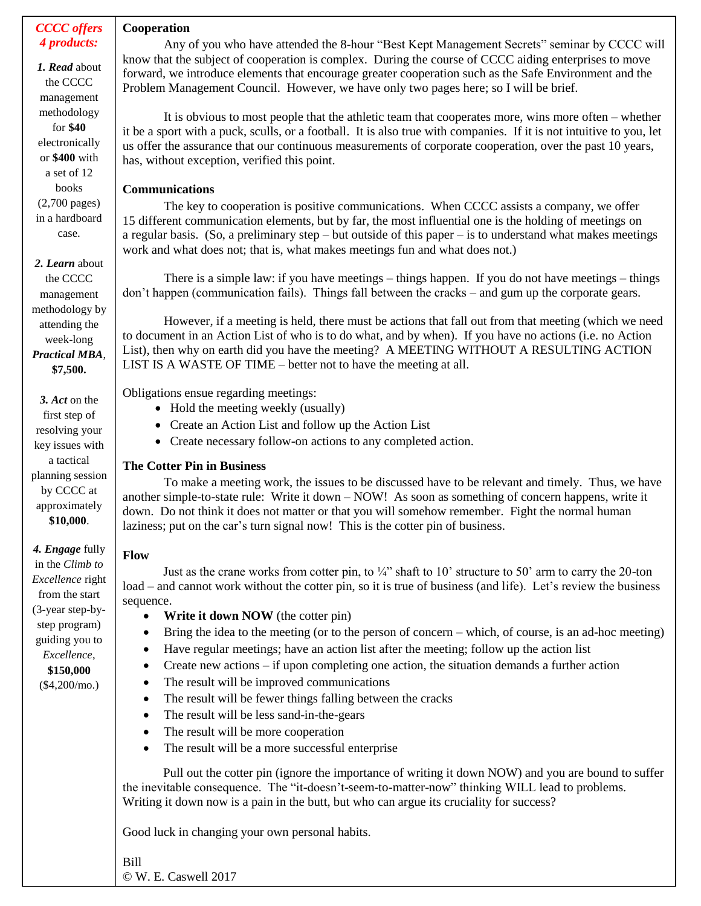**CCCC offers 4 products:**

***1. Read*** about the CCCC management methodology for **$40** electronically or **$400** with a set of 12 books (2,700 pages) in a hardboard case.

***2. Learn*** about the CCCC management methodology by attending the week-long ***Practical MBA***, **$7,500.**

***3. Act*** on the first step of resolving your key issues with a tactical planning session by CCCC at approximately **$10,000**.

***4. Engage*** fully in the *Climb to Excellence* right from the start (3-year step-by-step program) guiding you to *Excellence*, **$150,000** ($4,200/mo.)

### Cooperation

Any of you who have attended the 8-hour "Best Kept Management Secrets" seminar by CCCC will know that the subject of cooperation is complex. During the course of CCCC aiding enterprises to move forward, we introduce elements that encourage greater cooperation such as the Safe Environment and the Problem Management Council. However, we have only two pages here; so I will be brief.

It is obvious to most people that the athletic team that cooperates more, wins more often – whether it be a sport with a puck, sculls, or a football. It is also true with companies. If it is not intuitive to you, let us offer the assurance that our continuous measurements of corporate cooperation, over the past 10 years, has, without exception, verified this point.

### Communications

The key to cooperation is positive communications. When CCCC assists a company, we offer 15 different communication elements, but by far, the most influential one is the holding of meetings on a regular basis. (So, a preliminary step – but outside of this paper – is to understand what makes meetings work and what does not; that is, what makes meetings fun and what does not.)

There is a simple law: if you have meetings – things happen. If you do not have meetings – things don't happen (communication fails). Things fall between the cracks – and gum up the corporate gears.

However, if a meeting is held, there must be actions that fall out from that meeting (which we need to document in an Action List of who is to do what, and by when). If you have no actions (i.e. no Action List), then why on earth did you have the meeting? A MEETING WITHOUT A RESULTING ACTION LIST IS A WASTE OF TIME – better not to have the meeting at all.

Obligations ensue regarding meetings:

- Hold the meeting weekly (usually)
- Create an Action List and follow up the Action List
- Create necessary follow-on actions to any completed action.

### The Cotter Pin in Business

To make a meeting work, the issues to be discussed have to be relevant and timely. Thus, we have another simple-to-state rule: Write it down – NOW! As soon as something of concern happens, write it down. Do not think it does not matter or that you will somehow remember. Fight the normal human laziness; put on the car's turn signal now! This is the cotter pin of business.

### Flow

Just as the crane works from cotter pin, to ¼" shaft to 10' structure to 50' arm to carry the 20-ton load – and cannot work without the cotter pin, so it is true of business (and life). Let's review the business sequence.

- **Write it down NOW** (the cotter pin)
- Bring the idea to the meeting (or to the person of concern – which, of course, is an ad-hoc meeting)
- Have regular meetings; have an action list after the meeting; follow up the action list
- Create new actions – if upon completing one action, the situation demands a further action
- The result will be improved communications
- The result will be fewer things falling between the cracks
- The result will be less sand-in-the-gears
- The result will be more cooperation
- The result will be a more successful enterprise

Pull out the cotter pin (ignore the importance of writing it down NOW) and you are bound to suffer the inevitable consequence. The "it-doesn't-seem-to-matter-now" thinking WILL lead to problems. Writing it down now is a pain in the butt, but who can argue its cruciality for success?

Good luck in changing your own personal habits.

Bill
© W. E. Caswell 2017